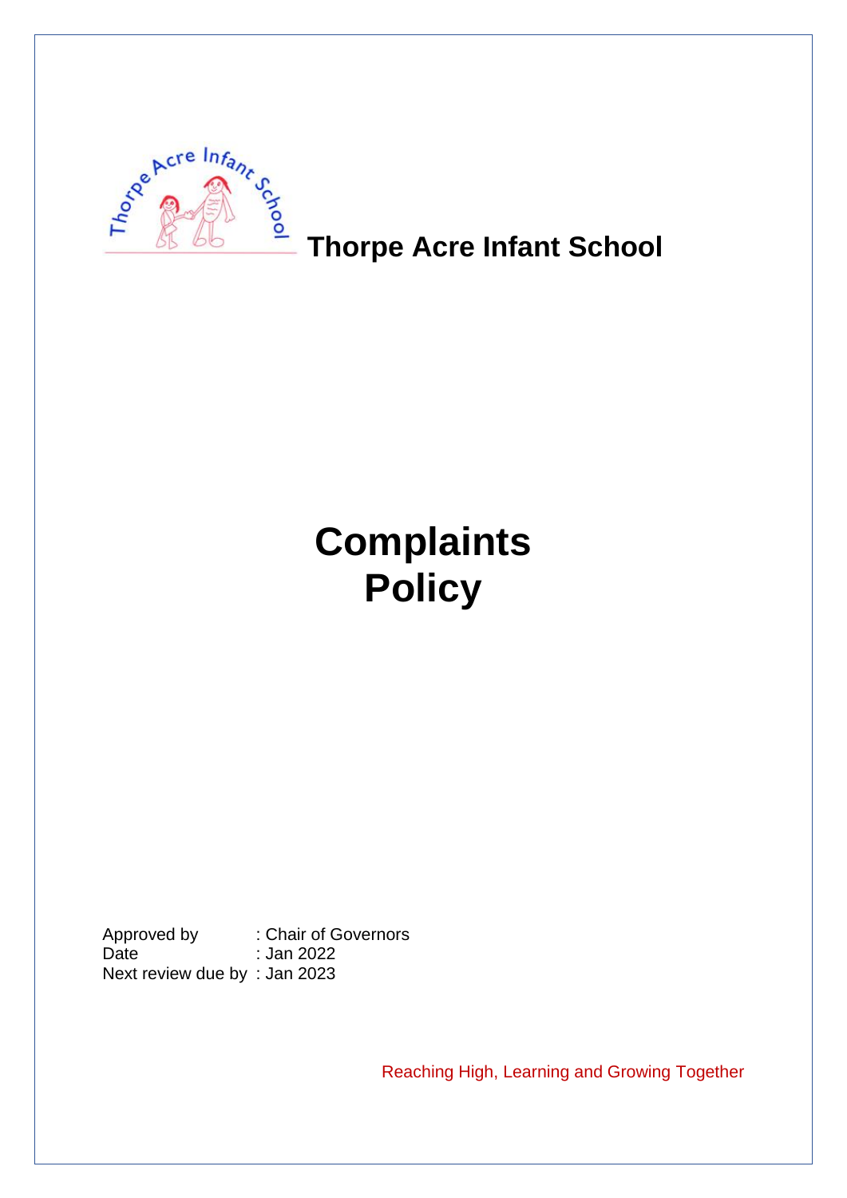**Thorpe Acre Infant School**

# Complaints Policy

Approved by : Chair of Governors
Date : Jan 2022
Next review due by : Jan 2023

Reaching High, Learning and Growing Together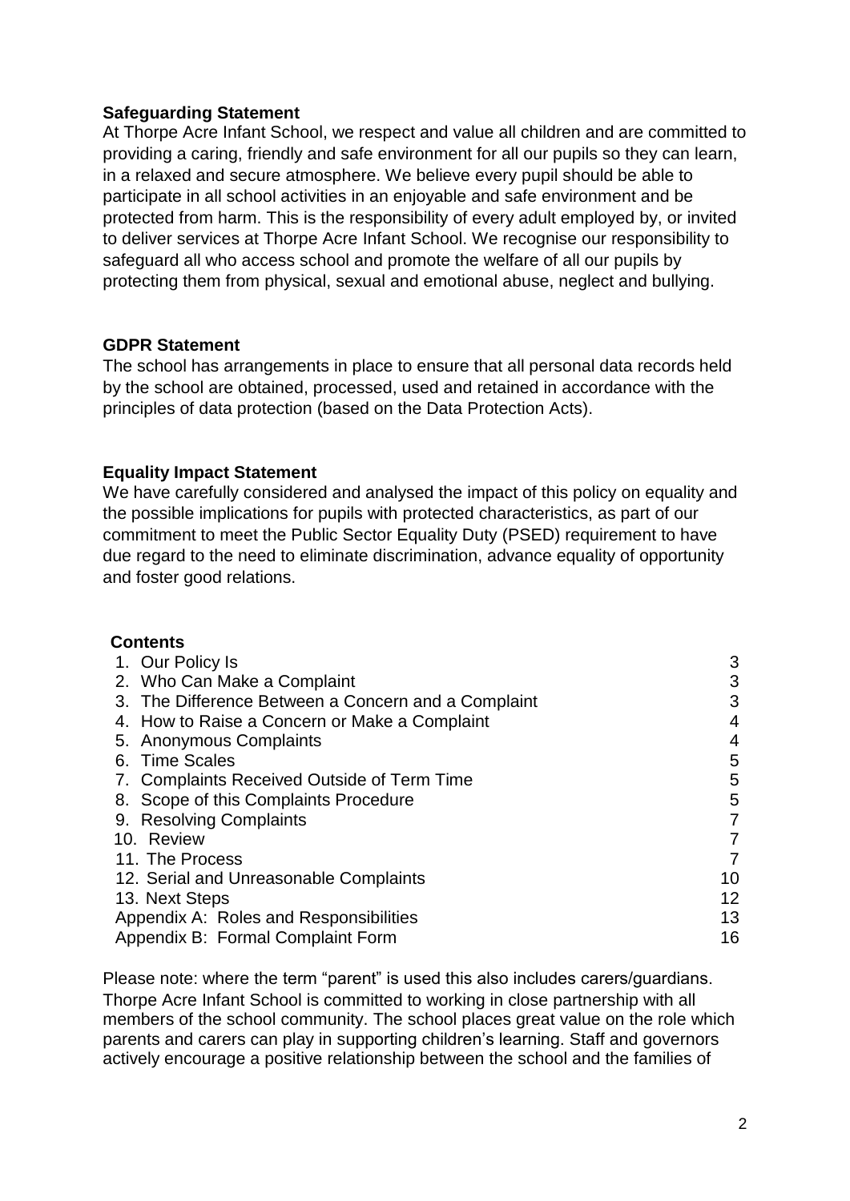**Safeguarding Statement**

At Thorpe Acre Infant School, we respect and value all children and are committed to providing a caring, friendly and safe environment for all our pupils so they can learn, in a relaxed and secure atmosphere. We believe every pupil should be able to participate in all school activities in an enjoyable and safe environment and be protected from harm. This is the responsibility of every adult employed by, or invited to deliver services at Thorpe Acre Infant School. We recognise our responsibility to safeguard all who access school and promote the welfare of all our pupils by protecting them from physical, sexual and emotional abuse, neglect and bullying.

**GDPR Statement**

The school has arrangements in place to ensure that all personal data records held by the school are obtained, processed, used and retained in accordance with the principles of data protection (based on the Data Protection Acts).

**Equality Impact Statement**

We have carefully considered and analysed the impact of this policy on equality and the possible implications for pupils with protected characteristics, as part of our commitment to meet the Public Sector Equality Duty (PSED) requirement to have due regard to the need to eliminate discrimination, advance equality of opportunity and foster good relations.

**Contents**

| | |
|---|---|
| 1. Our Policy Is | 3 |
| 2. Who Can Make a Complaint | 3 |
| 3. The Difference Between a Concern and a Complaint | 3 |
| 4. How to Raise a Concern or Make a Complaint | 4 |
| 5. Anonymous Complaints | 4 |
| 6. Time Scales | 5 |
| 7. Complaints Received Outside of Term Time | 5 |
| 8. Scope of this Complaints Procedure | 5 |
| 9. Resolving Complaints | 7 |
| 10. Review | 7 |
| 11. The Process | 7 |
| 12. Serial and Unreasonable Complaints | 10 |
| 13. Next Steps | 12 |
| Appendix A: Roles and Responsibilities | 13 |
| Appendix B: Formal Complaint Form | 16 |

Please note: where the term "parent" is used this also includes carers/guardians.

Thorpe Acre Infant School is committed to working in close partnership with all members of the school community. The school places great value on the role which parents and carers can play in supporting children's learning. Staff and governors actively encourage a positive relationship between the school and the families of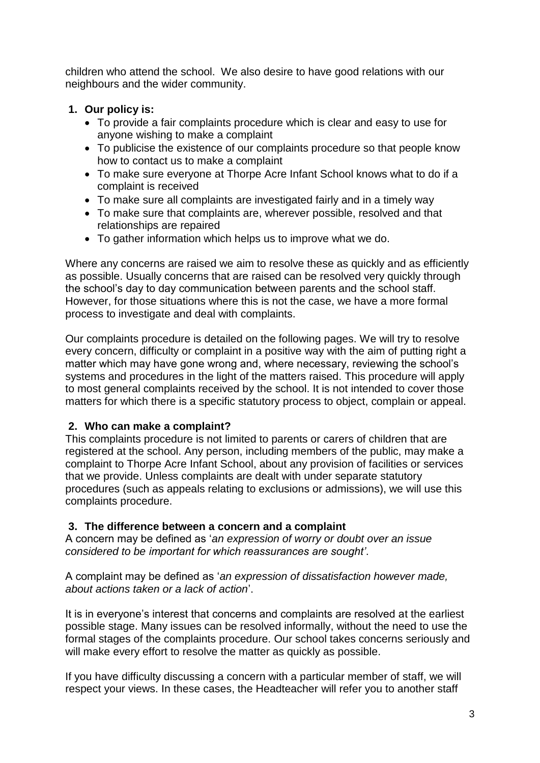children who attend the school. We also desire to have good relations with our neighbours and the wider community.

## 1. Our policy is:

- To provide a fair complaints procedure which is clear and easy to use for anyone wishing to make a complaint
- To publicise the existence of our complaints procedure so that people know how to contact us to make a complaint
- To make sure everyone at Thorpe Acre Infant School knows what to do if a complaint is received
- To make sure all complaints are investigated fairly and in a timely way
- To make sure that complaints are, wherever possible, resolved and that relationships are repaired
- To gather information which helps us to improve what we do.

Where any concerns are raised we aim to resolve these as quickly and as efficiently as possible. Usually concerns that are raised can be resolved very quickly through the school's day to day communication between parents and the school staff. However, for those situations where this is not the case, we have a more formal process to investigate and deal with complaints.

Our complaints procedure is detailed on the following pages. We will try to resolve every concern, difficulty or complaint in a positive way with the aim of putting right a matter which may have gone wrong and, where necessary, reviewing the school's systems and procedures in the light of the matters raised. This procedure will apply to most general complaints received by the school. It is not intended to cover those matters for which there is a specific statutory process to object, complain or appeal.

## 2. Who can make a complaint?

This complaints procedure is not limited to parents or carers of children that are registered at the school. Any person, including members of the public, may make a complaint to Thorpe Acre Infant School, about any provision of facilities or services that we provide. Unless complaints are dealt with under separate statutory procedures (such as appeals relating to exclusions or admissions), we will use this complaints procedure.

## 3. The difference between a concern and a complaint

A concern may be defined as '*an expression of worry or doubt over an issue considered to be important for which reassurances are sought'*.

A complaint may be defined as '*an expression of dissatisfaction however made, about actions taken or a lack of action*'.

It is in everyone's interest that concerns and complaints are resolved at the earliest possible stage. Many issues can be resolved informally, without the need to use the formal stages of the complaints procedure. Our school takes concerns seriously and will make every effort to resolve the matter as quickly as possible.

If you have difficulty discussing a concern with a particular member of staff, we will respect your views. In these cases, the Headteacher will refer you to another staff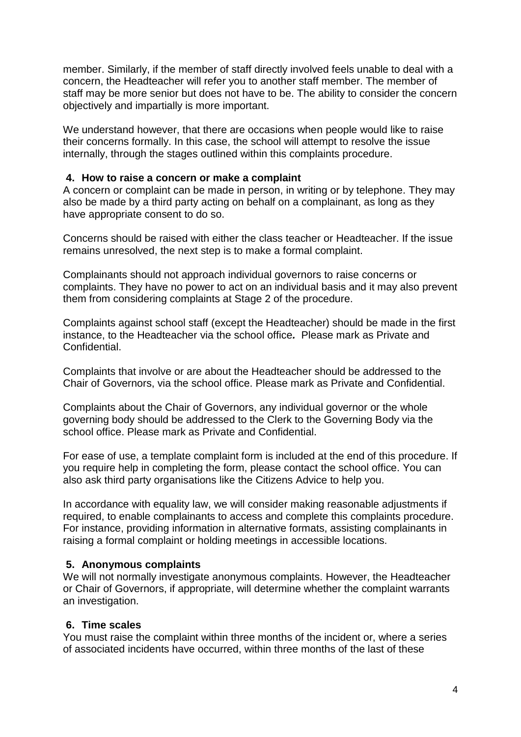member. Similarly, if the member of staff directly involved feels unable to deal with a concern, the Headteacher will refer you to another staff member. The member of staff may be more senior but does not have to be. The ability to consider the concern objectively and impartially is more important.

We understand however, that there are occasions when people would like to raise their concerns formally. In this case, the school will attempt to resolve the issue internally, through the stages outlined within this complaints procedure.

## 4. How to raise a concern or make a complaint

A concern or complaint can be made in person, in writing or by telephone. They may also be made by a third party acting on behalf on a complainant, as long as they have appropriate consent to do so.

Concerns should be raised with either the class teacher or Headteacher. If the issue remains unresolved, the next step is to make a formal complaint.

Complainants should not approach individual governors to raise concerns or complaints. They have no power to act on an individual basis and it may also prevent them from considering complaints at Stage 2 of the procedure.

Complaints against school staff (except the Headteacher) should be made in the first instance, to the Headteacher via the school office*.* Please mark as Private and Confidential.

Complaints that involve or are about the Headteacher should be addressed to the Chair of Governors, via the school office. Please mark as Private and Confidential.

Complaints about the Chair of Governors, any individual governor or the whole governing body should be addressed to the Clerk to the Governing Body via the school office. Please mark as Private and Confidential.

For ease of use, a template complaint form is included at the end of this procedure. If you require help in completing the form, please contact the school office. You can also ask third party organisations like the Citizens Advice to help you.

In accordance with equality law, we will consider making reasonable adjustments if required, to enable complainants to access and complete this complaints procedure. For instance, providing information in alternative formats, assisting complainants in raising a formal complaint or holding meetings in accessible locations.

## 5. Anonymous complaints

We will not normally investigate anonymous complaints. However, the Headteacher or Chair of Governors, if appropriate, will determine whether the complaint warrants an investigation.

## 6. Time scales

You must raise the complaint within three months of the incident or, where a series of associated incidents have occurred, within three months of the last of these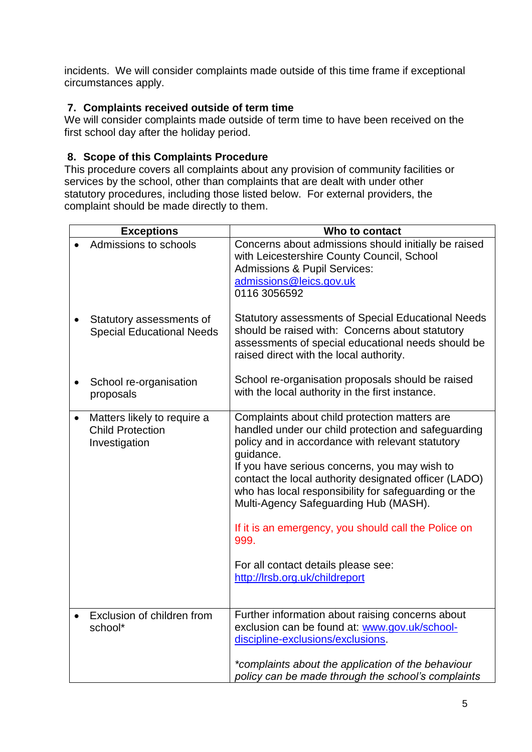incidents. We will consider complaints made outside of this time frame if exceptional circumstances apply.

## 7. Complaints received outside of term time

We will consider complaints made outside of term time to have been received on the first school day after the holiday period.

## 8. Scope of this Complaints Procedure

This procedure covers all complaints about any provision of community facilities or services by the school, other than complaints that are dealt with under other statutory procedures, including those listed below. For external providers, the complaint should be made directly to them.

| Exceptions | Who to contact |
|---|---|
| • Admissions to schools | Concerns about admissions should initially be raised with Leicestershire County Council, School Admissions & Pupil Services: admissions@leics.gov.uk 0116 3056592 |
| • Statutory assessments of Special Educational Needs | Statutory assessments of Special Educational Needs should be raised with: Concerns about statutory assessments of special educational needs should be raised direct with the local authority. |
| • School re-organisation proposals | School re-organisation proposals should be raised with the local authority in the first instance. |
| • Matters likely to require a Child Protection Investigation | Complaints about child protection matters are handled under our child protection and safeguarding policy and in accordance with relevant statutory guidance.<br>If you have serious concerns, you may wish to contact the local authority designated officer (LADO) who has local responsibility for safeguarding or the Multi-Agency Safeguarding Hub (MASH).<br><br>If it is an emergency, you should call the Police on 999.<br><br>For all contact details please see: http://lrsb.org.uk/childreport |
| • Exclusion of children from school* | Further information about raising concerns about exclusion can be found at: www.gov.uk/school-discipline-exclusions/exclusions.<br><br>*\*complaints about the application of the behaviour policy can be made through the school's complaints* |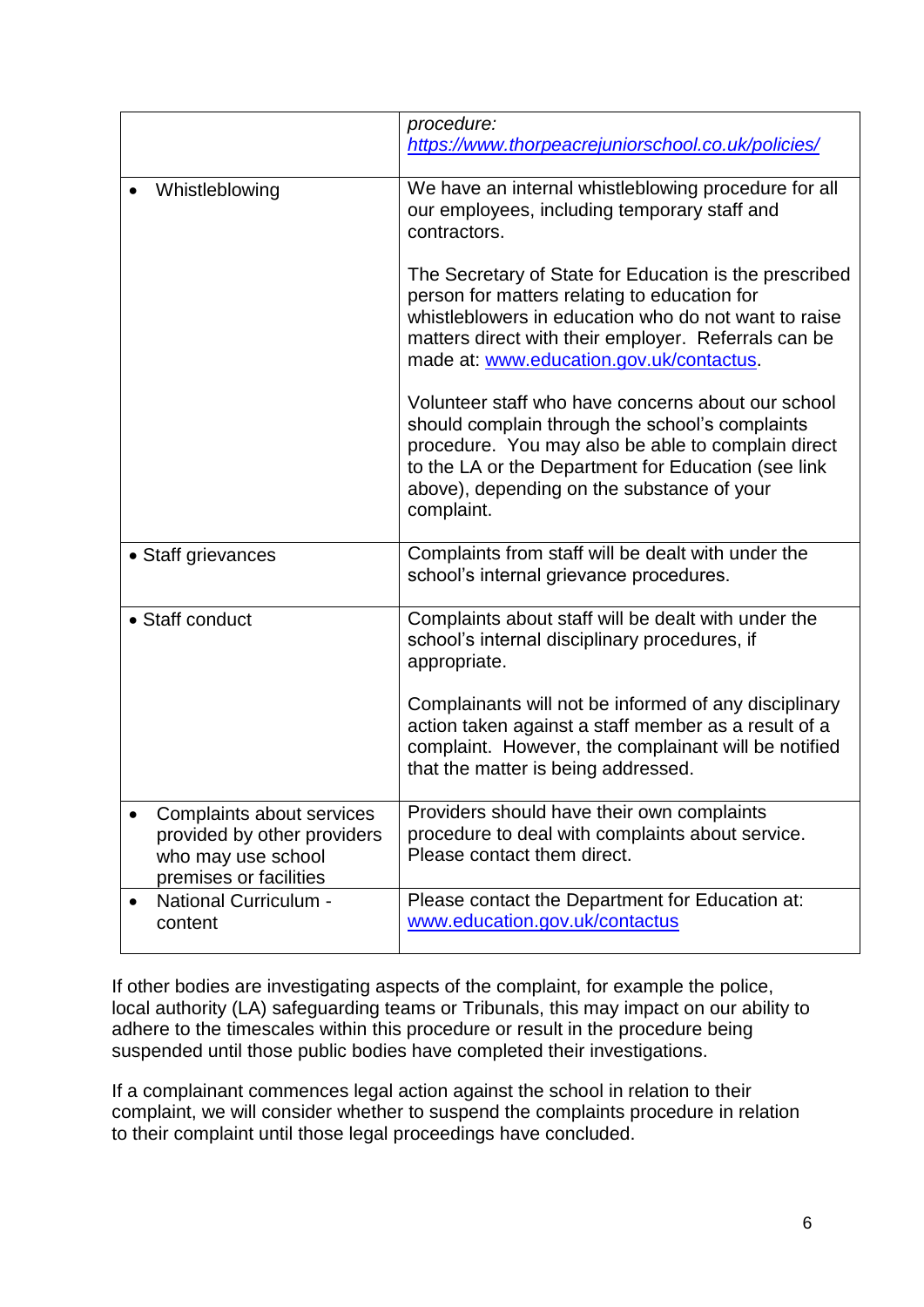| | |
|---|---|
| | *procedure:* *https://www.thorpeacrejuniorschool.co.uk/policies/* |
| • Whistleblowing | We have an internal whistleblowing procedure for all our employees, including temporary staff and contractors.<br><br>The Secretary of State for Education is the prescribed person for matters relating to education for whistleblowers in education who do not want to raise matters direct with their employer. Referrals can be made at: www.education.gov.uk/contactus.<br><br>Volunteer staff who have concerns about our school should complain through the school's complaints procedure. You may also be able to complain direct to the LA or the Department for Education (see link above), depending on the substance of your complaint. |
| • Staff grievances | Complaints from staff will be dealt with under the school's internal grievance procedures. |
| • Staff conduct | Complaints about staff will be dealt with under the school's internal disciplinary procedures, if appropriate.<br><br>Complainants will not be informed of any disciplinary action taken against a staff member as a result of a complaint. However, the complainant will be notified that the matter is being addressed. |
| • Complaints about services provided by other providers who may use school premises or facilities | Providers should have their own complaints procedure to deal with complaints about service. Please contact them direct. |
| • National Curriculum - content | Please contact the Department for Education at: www.education.gov.uk/contactus |

If other bodies are investigating aspects of the complaint, for example the police, local authority (LA) safeguarding teams or Tribunals, this may impact on our ability to adhere to the timescales within this procedure or result in the procedure being suspended until those public bodies have completed their investigations.

If a complainant commences legal action against the school in relation to their complaint, we will consider whether to suspend the complaints procedure in relation to their complaint until those legal proceedings have concluded.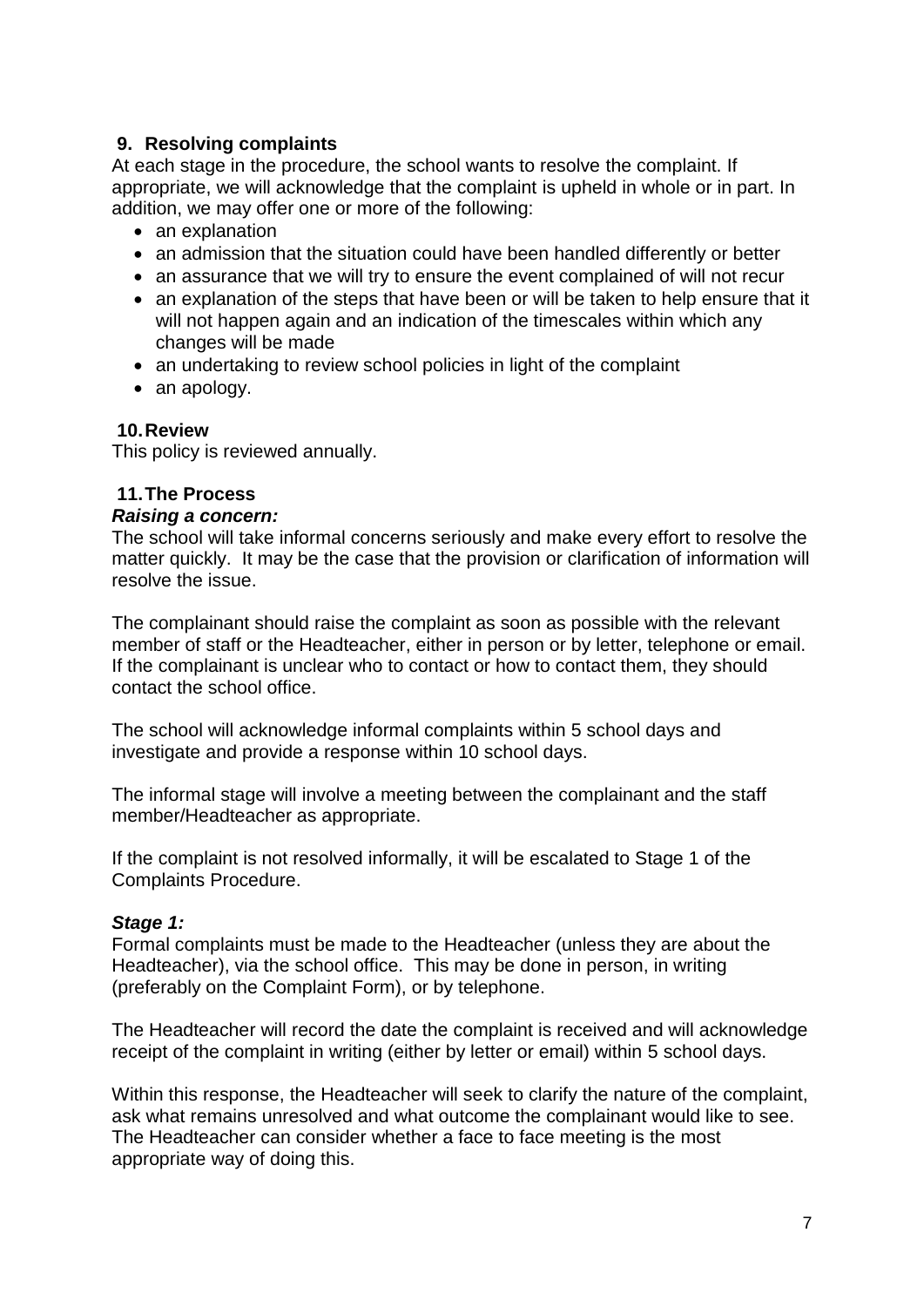## 9. Resolving complaints

At each stage in the procedure, the school wants to resolve the complaint. If appropriate, we will acknowledge that the complaint is upheld in whole or in part. In addition, we may offer one or more of the following:

- an explanation
- an admission that the situation could have been handled differently or better
- an assurance that we will try to ensure the event complained of will not recur
- an explanation of the steps that have been or will be taken to help ensure that it will not happen again and an indication of the timescales within which any changes will be made
- an undertaking to review school policies in light of the complaint
- an apology.

## 10. Review

This policy is reviewed annually.

## 11. The Process

***Raising a concern:***

The school will take informal concerns seriously and make every effort to resolve the matter quickly. It may be the case that the provision or clarification of information will resolve the issue.

The complainant should raise the complaint as soon as possible with the relevant member of staff or the Headteacher, either in person or by letter, telephone or email. If the complainant is unclear who to contact or how to contact them, they should contact the school office.

The school will acknowledge informal complaints within 5 school days and investigate and provide a response within 10 school days.

The informal stage will involve a meeting between the complainant and the staff member/Headteacher as appropriate.

If the complaint is not resolved informally, it will be escalated to Stage 1 of the Complaints Procedure.

***Stage 1:***

Formal complaints must be made to the Headteacher (unless they are about the Headteacher), via the school office. This may be done in person, in writing (preferably on the Complaint Form), or by telephone.

The Headteacher will record the date the complaint is received and will acknowledge receipt of the complaint in writing (either by letter or email) within 5 school days.

Within this response, the Headteacher will seek to clarify the nature of the complaint, ask what remains unresolved and what outcome the complainant would like to see. The Headteacher can consider whether a face to face meeting is the most appropriate way of doing this.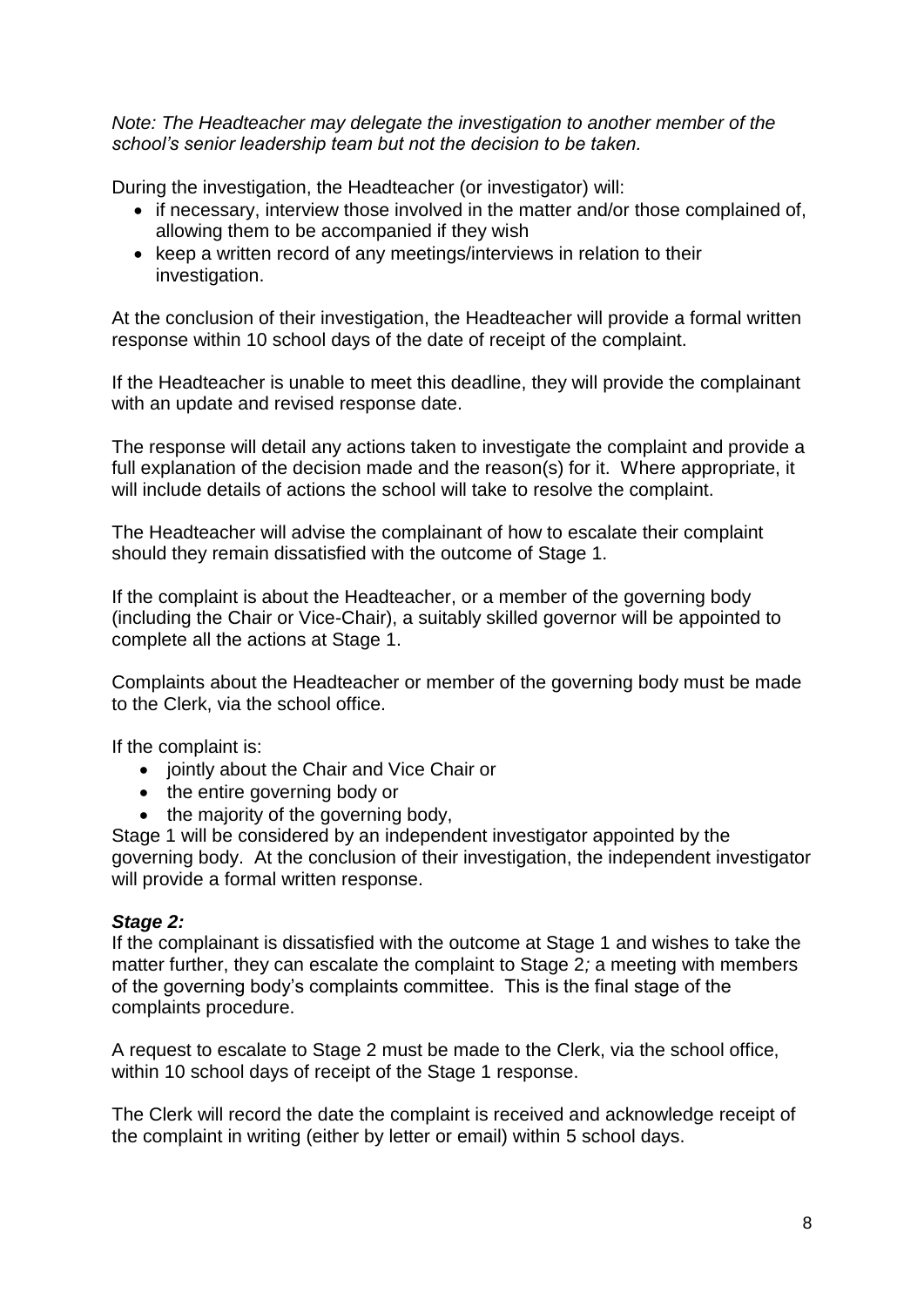*Note: The Headteacher may delegate the investigation to another member of the school's senior leadership team but not the decision to be taken.*

During the investigation, the Headteacher (or investigator) will:

- if necessary, interview those involved in the matter and/or those complained of, allowing them to be accompanied if they wish
- keep a written record of any meetings/interviews in relation to their investigation.

At the conclusion of their investigation, the Headteacher will provide a formal written response within 10 school days of the date of receipt of the complaint.

If the Headteacher is unable to meet this deadline, they will provide the complainant with an update and revised response date.

The response will detail any actions taken to investigate the complaint and provide a full explanation of the decision made and the reason(s) for it. Where appropriate, it will include details of actions the school will take to resolve the complaint.

The Headteacher will advise the complainant of how to escalate their complaint should they remain dissatisfied with the outcome of Stage 1.

If the complaint is about the Headteacher, or a member of the governing body (including the Chair or Vice-Chair), a suitably skilled governor will be appointed to complete all the actions at Stage 1.

Complaints about the Headteacher or member of the governing body must be made to the Clerk, via the school office.

If the complaint is:

- jointly about the Chair and Vice Chair or
- the entire governing body or
- the majority of the governing body,

Stage 1 will be considered by an independent investigator appointed by the governing body. At the conclusion of their investigation, the independent investigator will provide a formal written response.

***Stage 2:***

If the complainant is dissatisfied with the outcome at Stage 1 and wishes to take the matter further, they can escalate the complaint to Stage 2*;* a meeting with members of the governing body's complaints committee. This is the final stage of the complaints procedure.

A request to escalate to Stage 2 must be made to the Clerk, via the school office, within 10 school days of receipt of the Stage 1 response.

The Clerk will record the date the complaint is received and acknowledge receipt of the complaint in writing (either by letter or email) within 5 school days.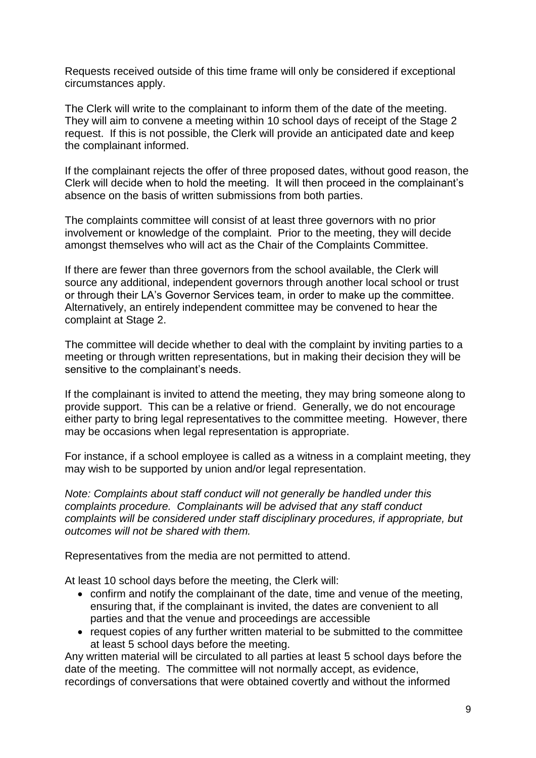Requests received outside of this time frame will only be considered if exceptional circumstances apply.

The Clerk will write to the complainant to inform them of the date of the meeting. They will aim to convene a meeting within 10 school days of receipt of the Stage 2 request. If this is not possible, the Clerk will provide an anticipated date and keep the complainant informed.

If the complainant rejects the offer of three proposed dates, without good reason, the Clerk will decide when to hold the meeting. It will then proceed in the complainant's absence on the basis of written submissions from both parties.

The complaints committee will consist of at least three governors with no prior involvement or knowledge of the complaint. Prior to the meeting, they will decide amongst themselves who will act as the Chair of the Complaints Committee.

If there are fewer than three governors from the school available, the Clerk will source any additional, independent governors through another local school or trust or through their LA's Governor Services team, in order to make up the committee. Alternatively, an entirely independent committee may be convened to hear the complaint at Stage 2.

The committee will decide whether to deal with the complaint by inviting parties to a meeting or through written representations, but in making their decision they will be sensitive to the complainant's needs.

If the complainant is invited to attend the meeting, they may bring someone along to provide support. This can be a relative or friend. Generally, we do not encourage either party to bring legal representatives to the committee meeting. However, there may be occasions when legal representation is appropriate.

For instance, if a school employee is called as a witness in a complaint meeting, they may wish to be supported by union and/or legal representation.

*Note: Complaints about staff conduct will not generally be handled under this complaints procedure. Complainants will be advised that any staff conduct complaints will be considered under staff disciplinary procedures, if appropriate, but outcomes will not be shared with them.*

Representatives from the media are not permitted to attend.

At least 10 school days before the meeting, the Clerk will:

- confirm and notify the complainant of the date, time and venue of the meeting, ensuring that, if the complainant is invited, the dates are convenient to all parties and that the venue and proceedings are accessible
- request copies of any further written material to be submitted to the committee at least 5 school days before the meeting.

Any written material will be circulated to all parties at least 5 school days before the date of the meeting. The committee will not normally accept, as evidence, recordings of conversations that were obtained covertly and without the informed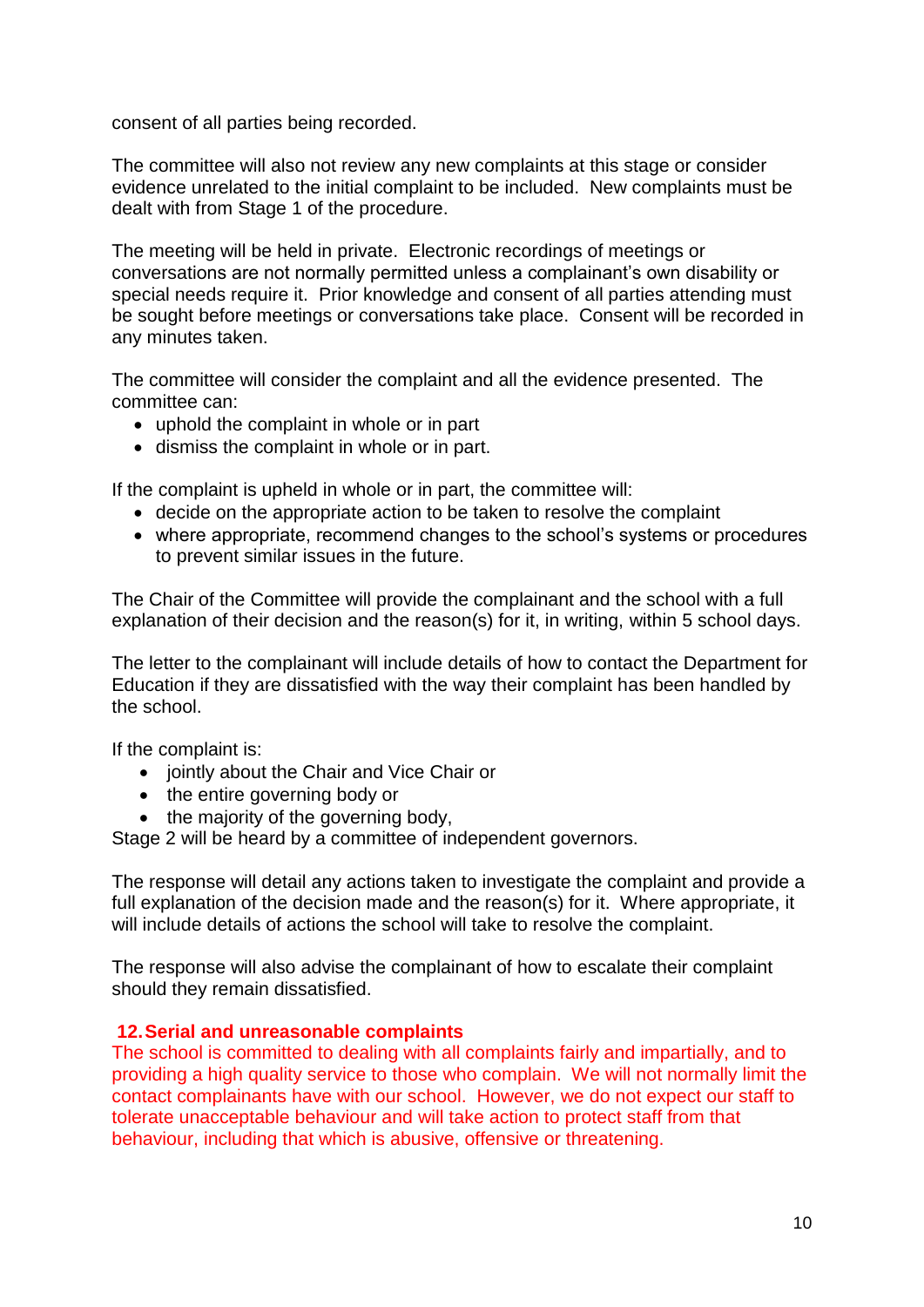consent of all parties being recorded.

The committee will also not review any new complaints at this stage or consider evidence unrelated to the initial complaint to be included. New complaints must be dealt with from Stage 1 of the procedure.

The meeting will be held in private. Electronic recordings of meetings or conversations are not normally permitted unless a complainant's own disability or special needs require it. Prior knowledge and consent of all parties attending must be sought before meetings or conversations take place. Consent will be recorded in any minutes taken.

The committee will consider the complaint and all the evidence presented. The committee can:

- uphold the complaint in whole or in part
- dismiss the complaint in whole or in part.

If the complaint is upheld in whole or in part, the committee will:

- decide on the appropriate action to be taken to resolve the complaint
- where appropriate, recommend changes to the school's systems or procedures to prevent similar issues in the future.

The Chair of the Committee will provide the complainant and the school with a full explanation of their decision and the reason(s) for it, in writing, within 5 school days.

The letter to the complainant will include details of how to contact the Department for Education if they are dissatisfied with the way their complaint has been handled by the school.

If the complaint is:

- jointly about the Chair and Vice Chair or
- the entire governing body or
- the majority of the governing body,

Stage 2 will be heard by a committee of independent governors.

The response will detail any actions taken to investigate the complaint and provide a full explanation of the decision made and the reason(s) for it. Where appropriate, it will include details of actions the school will take to resolve the complaint.

The response will also advise the complainant of how to escalate their complaint should they remain dissatisfied.

## 12. Serial and unreasonable complaints

The school is committed to dealing with all complaints fairly and impartially, and to providing a high quality service to those who complain. We will not normally limit the contact complainants have with our school. However, we do not expect our staff to tolerate unacceptable behaviour and will take action to protect staff from that behaviour, including that which is abusive, offensive or threatening.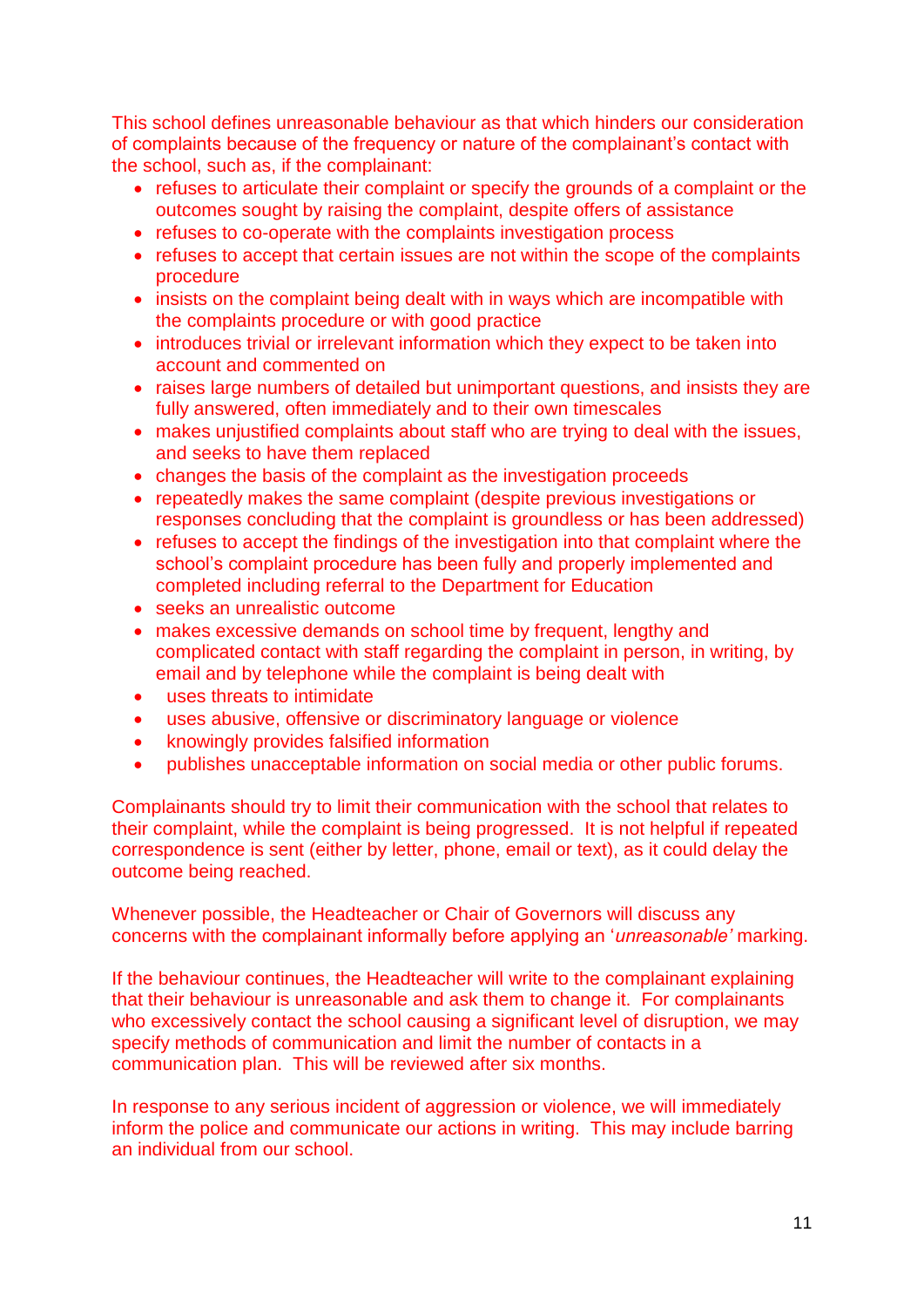This school defines unreasonable behaviour as that which hinders our consideration of complaints because of the frequency or nature of the complainant's contact with the school, such as, if the complainant:

- refuses to articulate their complaint or specify the grounds of a complaint or the outcomes sought by raising the complaint, despite offers of assistance
- refuses to co-operate with the complaints investigation process
- refuses to accept that certain issues are not within the scope of the complaints procedure
- insists on the complaint being dealt with in ways which are incompatible with the complaints procedure or with good practice
- introduces trivial or irrelevant information which they expect to be taken into account and commented on
- raises large numbers of detailed but unimportant questions, and insists they are fully answered, often immediately and to their own timescales
- makes unjustified complaints about staff who are trying to deal with the issues, and seeks to have them replaced
- changes the basis of the complaint as the investigation proceeds
- repeatedly makes the same complaint (despite previous investigations or responses concluding that the complaint is groundless or has been addressed)
- refuses to accept the findings of the investigation into that complaint where the school's complaint procedure has been fully and properly implemented and completed including referral to the Department for Education
- seeks an unrealistic outcome
- makes excessive demands on school time by frequent, lengthy and complicated contact with staff regarding the complaint in person, in writing, by email and by telephone while the complaint is being dealt with
- uses threats to intimidate
- uses abusive, offensive or discriminatory language or violence
- knowingly provides falsified information
- publishes unacceptable information on social media or other public forums.

Complainants should try to limit their communication with the school that relates to their complaint, while the complaint is being progressed. It is not helpful if repeated correspondence is sent (either by letter, phone, email or text), as it could delay the outcome being reached.

Whenever possible, the Headteacher or Chair of Governors will discuss any concerns with the complainant informally before applying an '*unreasonable*' marking.

If the behaviour continues, the Headteacher will write to the complainant explaining that their behaviour is unreasonable and ask them to change it. For complainants who excessively contact the school causing a significant level of disruption, we may specify methods of communication and limit the number of contacts in a communication plan. This will be reviewed after six months.

In response to any serious incident of aggression or violence, we will immediately inform the police and communicate our actions in writing. This may include barring an individual from our school.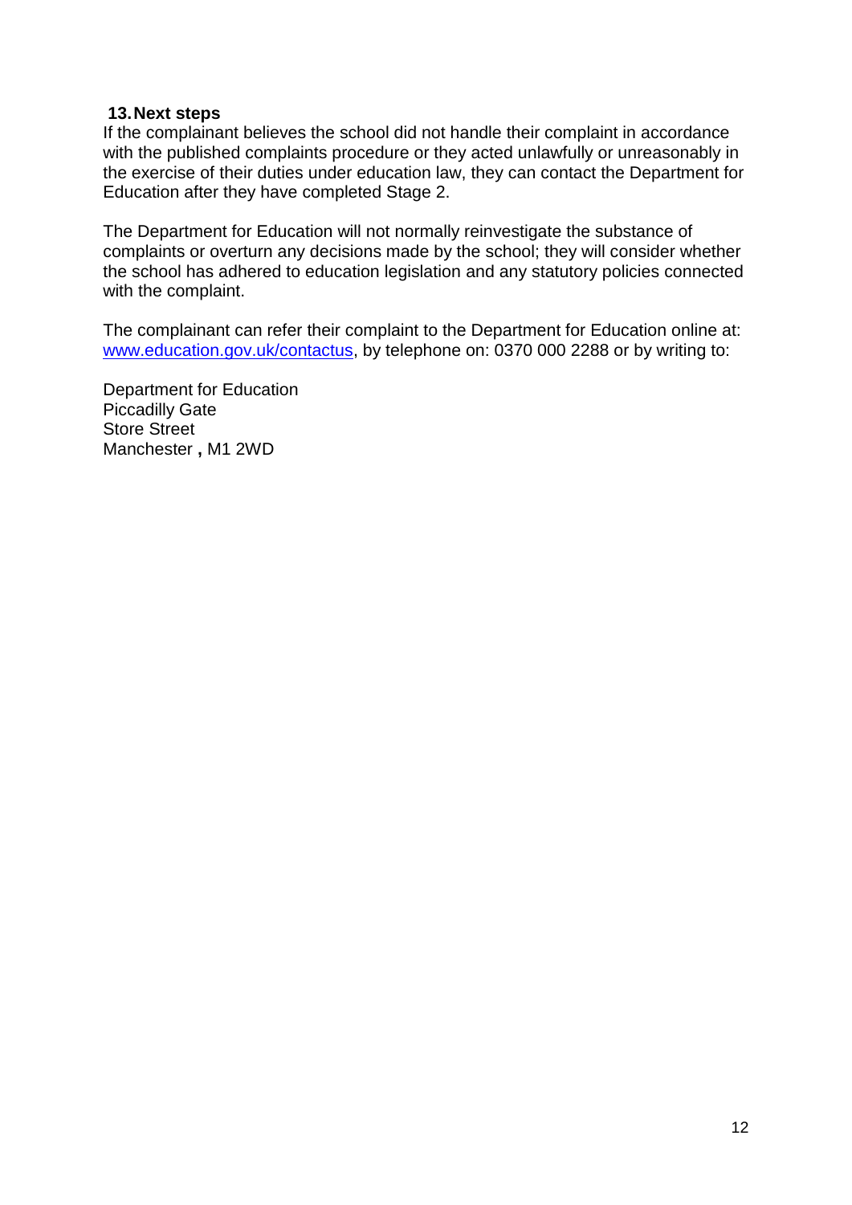## 13. Next steps

If the complainant believes the school did not handle their complaint in accordance with the published complaints procedure or they acted unlawfully or unreasonably in the exercise of their duties under education law, they can contact the Department for Education after they have completed Stage 2.

The Department for Education will not normally reinvestigate the substance of complaints or overturn any decisions made by the school; they will consider whether the school has adhered to education legislation and any statutory policies connected with the complaint.

The complainant can refer their complaint to the Department for Education online at: [www.education.gov.uk/contactus](http://www.education.gov.uk/contactus), by telephone on: 0370 000 2288 or by writing to:

Department for Education
Piccadilly Gate
Store Street
Manchester **,** M1 2WD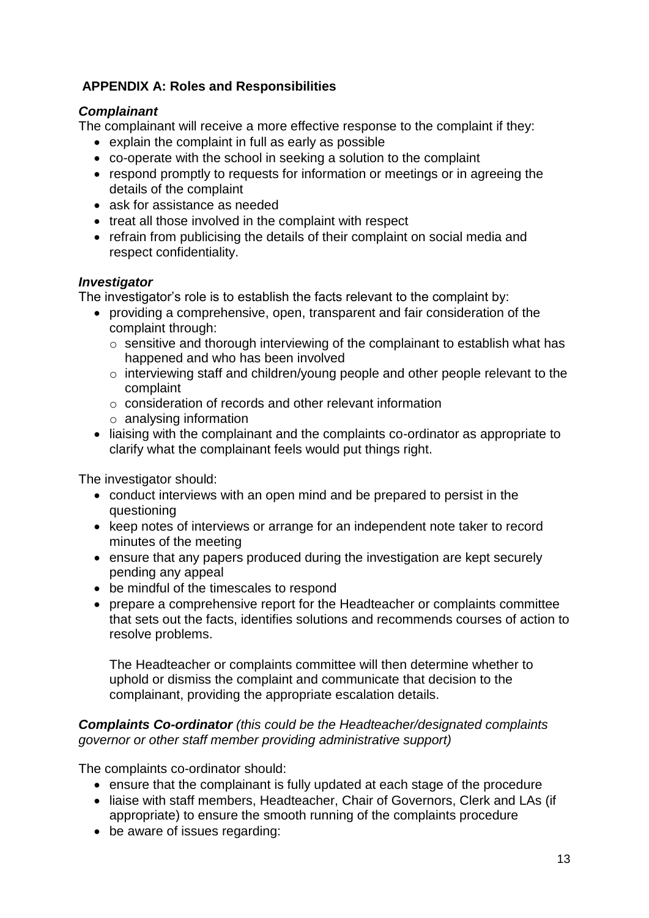## APPENDIX A: Roles and Responsibilities

### *Complainant*

The complainant will receive a more effective response to the complaint if they:

- explain the complaint in full as early as possible
- co-operate with the school in seeking a solution to the complaint
- respond promptly to requests for information or meetings or in agreeing the details of the complaint
- ask for assistance as needed
- treat all those involved in the complaint with respect
- refrain from publicising the details of their complaint on social media and respect confidentiality.

### *Investigator*

The investigator's role is to establish the facts relevant to the complaint by:

- providing a comprehensive, open, transparent and fair consideration of the complaint through:
  - sensitive and thorough interviewing of the complainant to establish what has happened and who has been involved
  - interviewing staff and children/young people and other people relevant to the complaint
  - consideration of records and other relevant information
  - analysing information
- liaising with the complainant and the complaints co-ordinator as appropriate to clarify what the complainant feels would put things right.

The investigator should:

- conduct interviews with an open mind and be prepared to persist in the questioning
- keep notes of interviews or arrange for an independent note taker to record minutes of the meeting
- ensure that any papers produced during the investigation are kept securely pending any appeal
- be mindful of the timescales to respond
- prepare a comprehensive report for the Headteacher or complaints committee that sets out the facts, identifies solutions and recommends courses of action to resolve problems.

  The Headteacher or complaints committee will then determine whether to uphold or dismiss the complaint and communicate that decision to the complainant, providing the appropriate escalation details.

### *Complaints Co-ordinator* *(this could be the Headteacher/designated complaints governor or other staff member providing administrative support)*

The complaints co-ordinator should:

- ensure that the complainant is fully updated at each stage of the procedure
- liaise with staff members, Headteacher, Chair of Governors, Clerk and LAs (if appropriate) to ensure the smooth running of the complaints procedure
- be aware of issues regarding: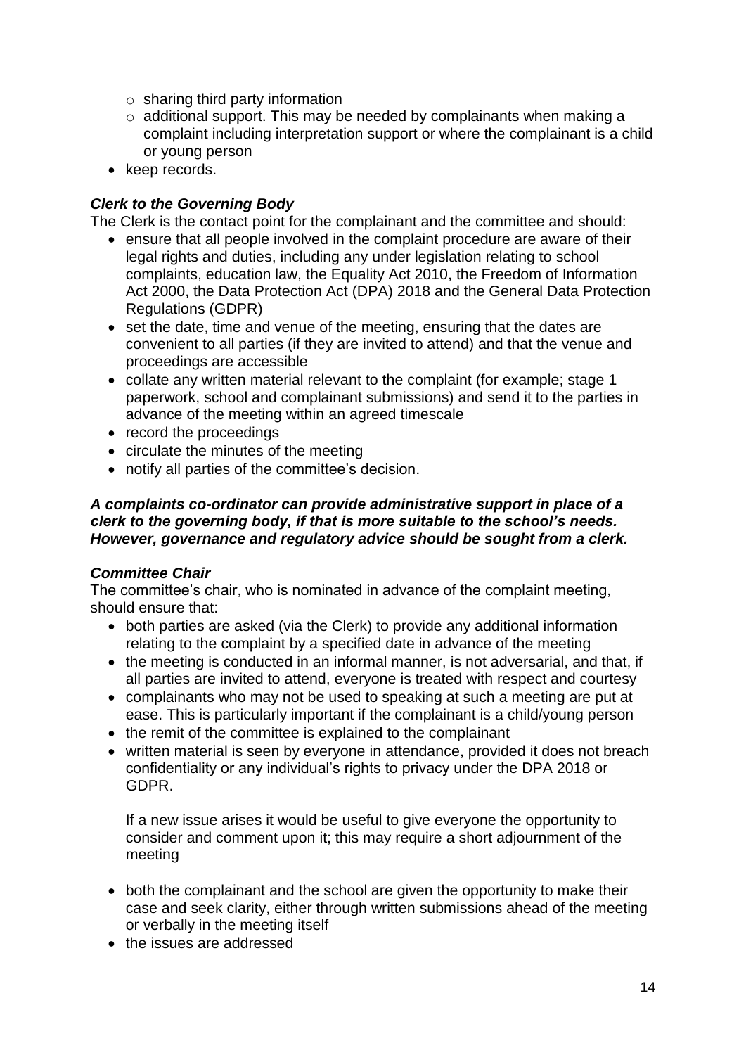- sharing third party information
  - additional support. This may be needed by complainants when making a complaint including interpretation support or where the complainant is a child or young person
- keep records.

***Clerk to the Governing Body***

The Clerk is the contact point for the complainant and the committee and should:

- ensure that all people involved in the complaint procedure are aware of their legal rights and duties, including any under legislation relating to school complaints, education law, the Equality Act 2010, the Freedom of Information Act 2000, the Data Protection Act (DPA) 2018 and the General Data Protection Regulations (GDPR)
- set the date, time and venue of the meeting, ensuring that the dates are convenient to all parties (if they are invited to attend) and that the venue and proceedings are accessible
- collate any written material relevant to the complaint (for example; stage 1 paperwork, school and complainant submissions) and send it to the parties in advance of the meeting within an agreed timescale
- record the proceedings
- circulate the minutes of the meeting
- notify all parties of the committee's decision.

***A complaints co-ordinator can provide administrative support in place of a clerk to the governing body, if that is more suitable to the school's needs. However, governance and regulatory advice should be sought from a clerk.***

***Committee Chair***

The committee's chair, who is nominated in advance of the complaint meeting, should ensure that:

- both parties are asked (via the Clerk) to provide any additional information relating to the complaint by a specified date in advance of the meeting
- the meeting is conducted in an informal manner, is not adversarial, and that, if all parties are invited to attend, everyone is treated with respect and courtesy
- complainants who may not be used to speaking at such a meeting are put at ease. This is particularly important if the complainant is a child/young person
- the remit of the committee is explained to the complainant
- written material is seen by everyone in attendance, provided it does not breach confidentiality or any individual's rights to privacy under the DPA 2018 or GDPR.

  If a new issue arises it would be useful to give everyone the opportunity to consider and comment upon it; this may require a short adjournment of the meeting

- both the complainant and the school are given the opportunity to make their case and seek clarity, either through written submissions ahead of the meeting or verbally in the meeting itself
- the issues are addressed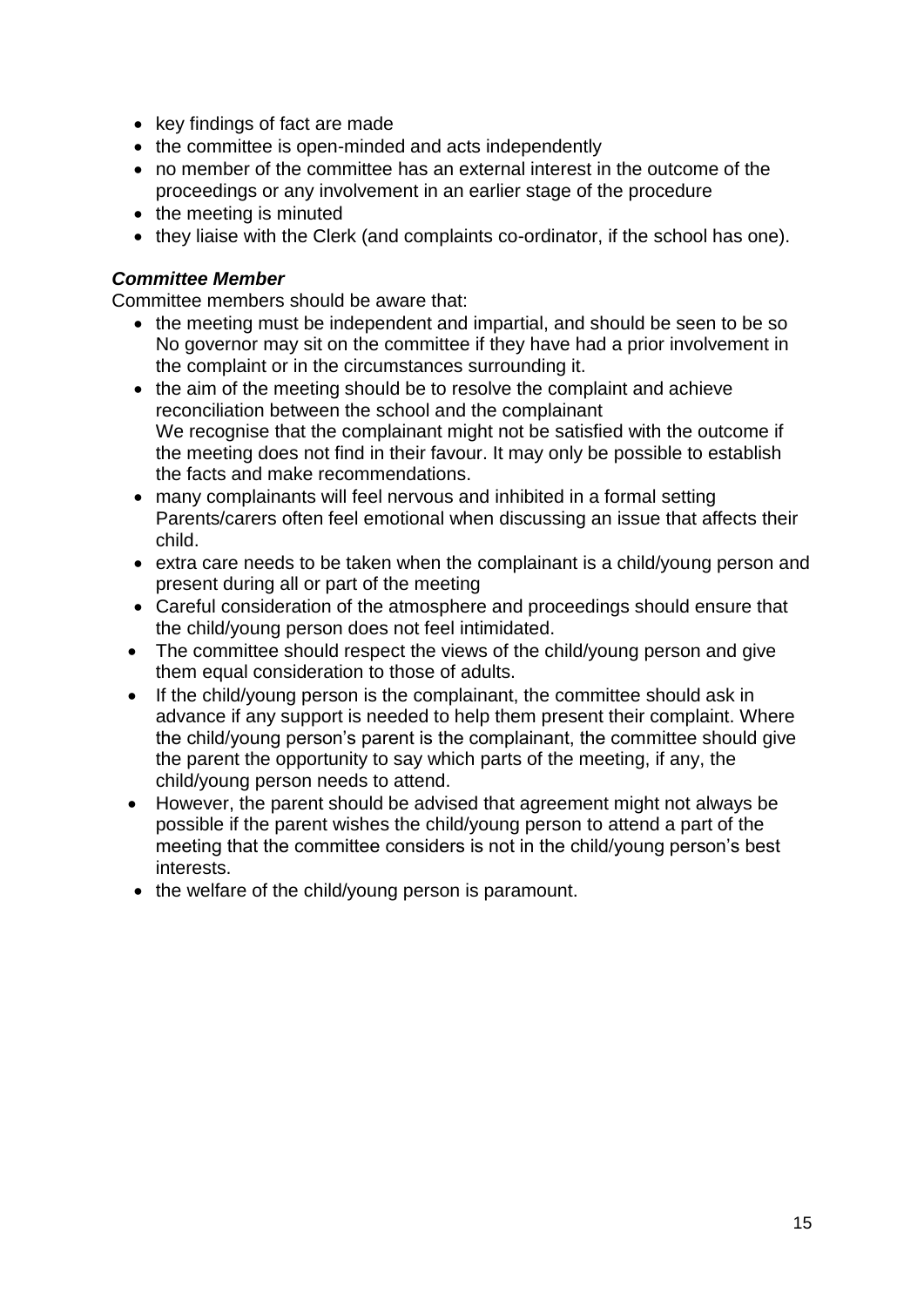- key findings of fact are made
- the committee is open-minded and acts independently
- no member of the committee has an external interest in the outcome of the proceedings or any involvement in an earlier stage of the procedure
- the meeting is minuted
- they liaise with the Clerk (and complaints co-ordinator, if the school has one).

***Committee Member***

Committee members should be aware that:

- the meeting must be independent and impartial, and should be seen to be so
  No governor may sit on the committee if they have had a prior involvement in the complaint or in the circumstances surrounding it.
- the aim of the meeting should be to resolve the complaint and achieve reconciliation between the school and the complainant
  We recognise that the complainant might not be satisfied with the outcome if the meeting does not find in their favour. It may only be possible to establish the facts and make recommendations.
- many complainants will feel nervous and inhibited in a formal setting
  Parents/carers often feel emotional when discussing an issue that affects their child.
- extra care needs to be taken when the complainant is a child/young person and present during all or part of the meeting
- Careful consideration of the atmosphere and proceedings should ensure that the child/young person does not feel intimidated.
- The committee should respect the views of the child/young person and give them equal consideration to those of adults.
- If the child/young person is the complainant, the committee should ask in advance if any support is needed to help them present their complaint. Where the child/young person's parent is the complainant, the committee should give the parent the opportunity to say which parts of the meeting, if any, the child/young person needs to attend.
- However, the parent should be advised that agreement might not always be possible if the parent wishes the child/young person to attend a part of the meeting that the committee considers is not in the child/young person's best interests.
- the welfare of the child/young person is paramount.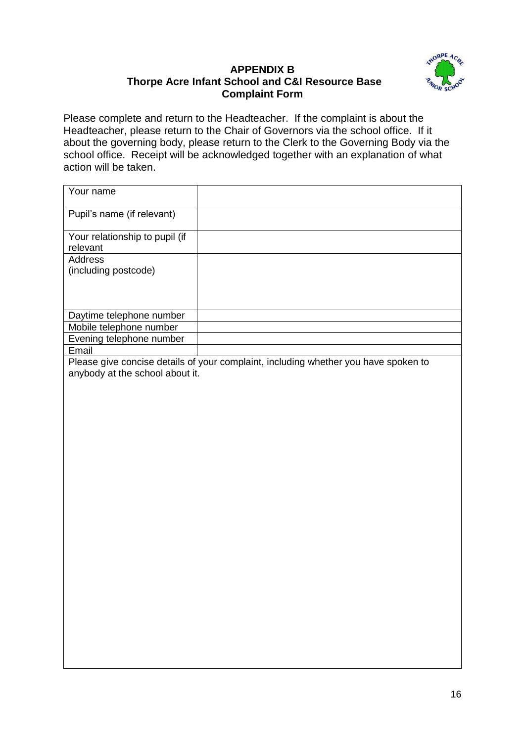**APPENDIX B**
**Thorpe Acre Infant School and C&I Resource Base**
**Complaint Form**

Please complete and return to the Headteacher. If the complaint is about the Headteacher, please return to the Chair of Governors via the school office. If it about the governing body, please return to the Clerk to the Governing Body via the school office. Receipt will be acknowledged together with an explanation of what action will be taken.

| Your name | |
|---|---|
| Pupil's name (if relevant) | |
| Your relationship to pupil (if relevant | |
| Address (including postcode) | |
| Daytime telephone number | |
| Mobile telephone number | |
| Evening telephone number | |
| Email | |

Please give concise details of your complaint, including whether you have spoken to anybody at the school about it.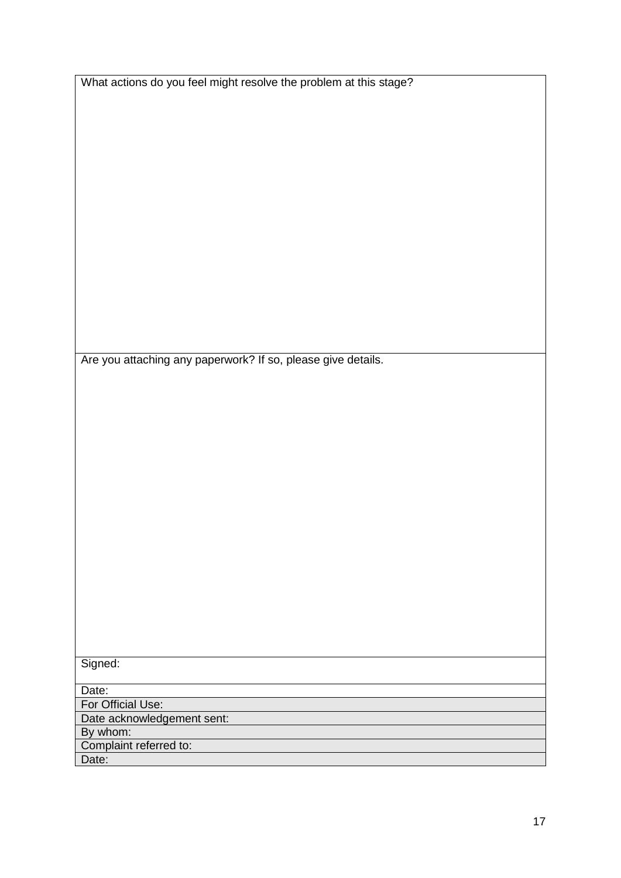| |
|---|
| What actions do you feel might resolve the problem at this stage? |
| Are you attaching any paperwork? If so, please give details. |
| Signed: |
| Date: |
| For Official Use: |
| Date acknowledgement sent: |
| By whom: |
| Complaint referred to: |
| Date: |